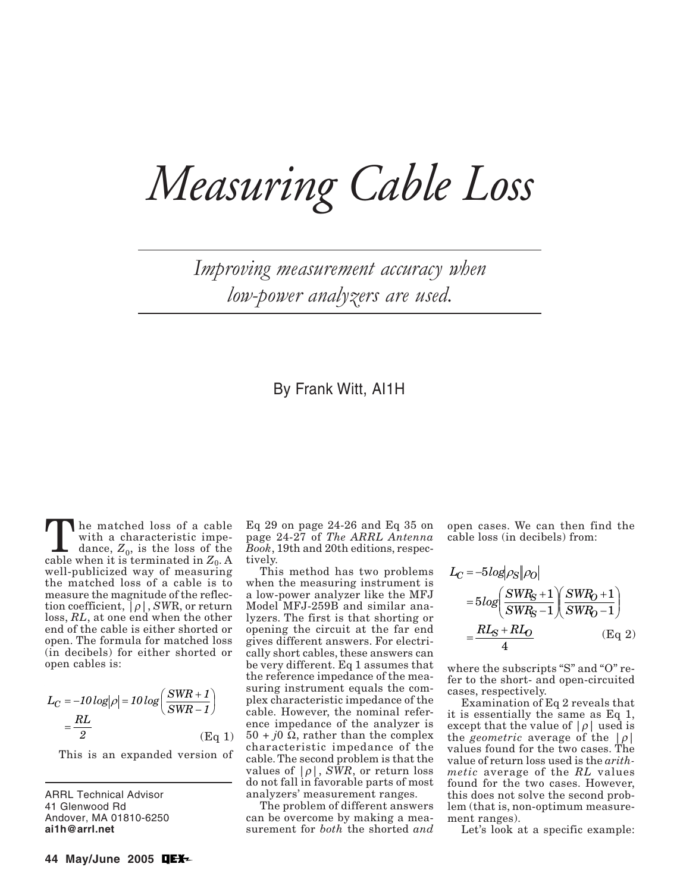# Measuring Cable Loss

*Improving measurement accuracy when low-power analyzers are used.*

By Frank Witt, AI1H

ARRL Technical Advisor
41 Glenwood Rd
Andover, MA 01810-6250
**ai1h@arrl.net**

The matched loss of a cable with a characteristic impedance, $Z_0$, is the loss of the cable when it is terminated in $Z_0$. A well-publicized way of measuring the matched loss of a cable is to measure the magnitude of the reflection coefficient, $|\rho|$, *SWR*, or return loss, *RL*, at one end when the other end of the cable is either shorted or open. The formula for matched loss (in decibels) for either shorted or open cables is:

$$L_C = -10\log|\rho| = 10\log\left(\frac{SWR+1}{SWR-1}\right) = \frac{RL}{2} \quad \text{(Eq 1)}$$

This is an expanded version of Eq 29 on page 24-26 and Eq 35 on page 24-27 of *The ARRL Antenna Book*, 19th and 20th editions, respectively.

This method has two problems when the measuring instrument is a low-power analyzer like the MFJ Model MFJ-259B and similar analyzers. The first is that shorting or opening the circuit at the far end gives different answers. For electrically short cables, these answers can be very different. Eq 1 assumes that the reference impedance of the measuring instrument equals the complex characteristic impedance of the cable. However, the nominal reference impedance of the analyzer is $50 + j0\ \Omega$, rather than the complex characteristic impedance of the cable. The second problem is that the values of $|\rho|$, *SWR*, or return loss do not fall in favorable parts of most analyzers' measurement ranges.

The problem of different answers can be overcome by making a measurement for *both* the shorted *and* open cases. We can then find the cable loss (in decibels) from:

$$L_C = -5\log|\rho_S||\rho_O| = 5\log\left(\frac{SWR_S+1}{SWR_S-1}\right)\left(\frac{SWR_O+1}{SWR_O-1}\right) = \frac{RL_S+RL_O}{4} \quad \text{(Eq 2)}$$

where the subscripts "S" and "O" refer to the short- and open-circuited cases, respectively.

Examination of Eq 2 reveals that it is essentially the same as Eq 1, except that the value of $|\rho|$ used is the *geometric* average of the $|\rho|$ values found for the two cases. The value of return loss used is the *arithmetic* average of the *RL* values found for the two cases. However, this does not solve the second problem (that is, non-optimum measurement ranges).

Let's look at a specific example: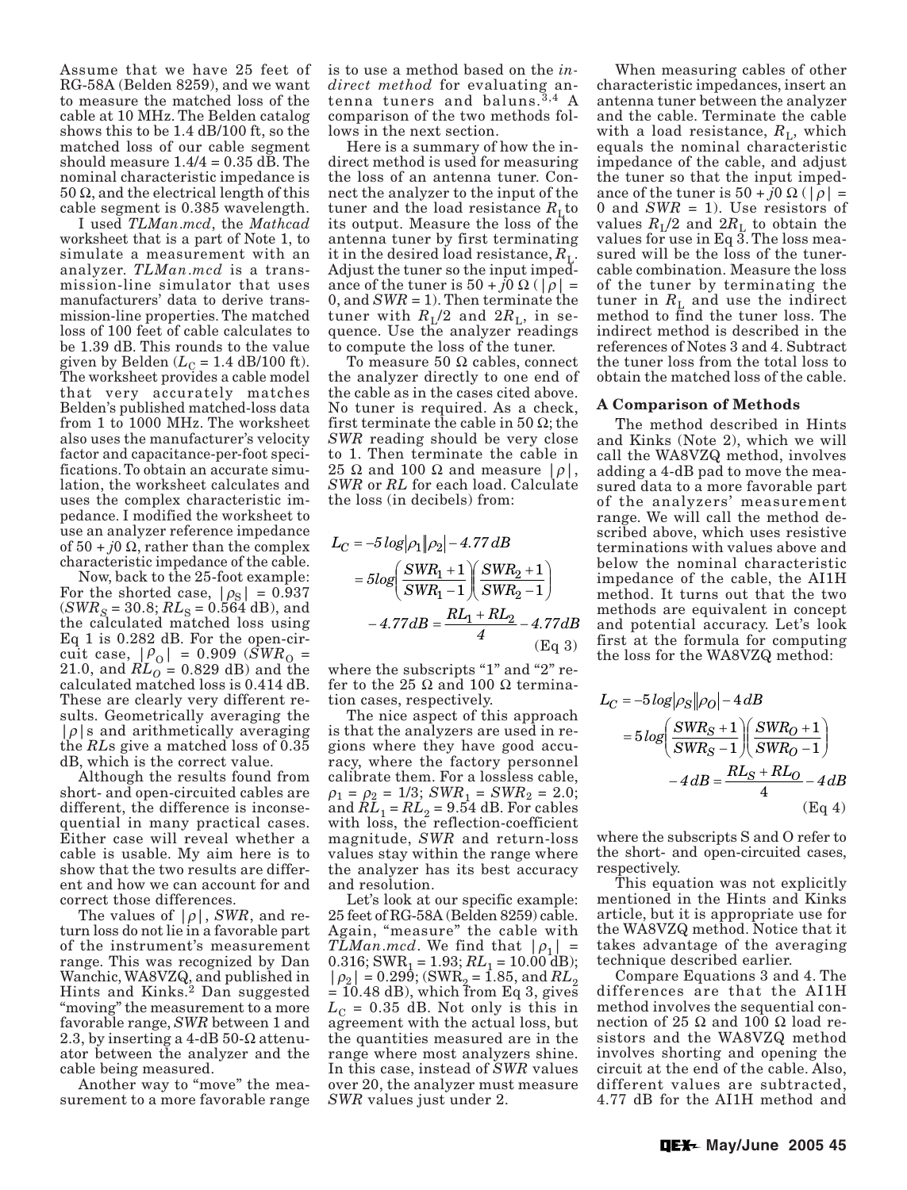Assume that we have 25 feet of RG-58A (Belden 8259), and we want to measure the matched loss of the cable at 10 MHz. The Belden catalog shows this to be 1.4 dB/100 ft, so the matched loss of our cable segment should measure 1.4/4 = 0.35 dB. The nominal characteristic impedance is 50 Ω, and the electrical length of this cable segment is 0.385 wavelength.

I used *TLMan.mcd*, the *Mathcad* worksheet that is a part of Note 1, to simulate a measurement with an analyzer. *TLMan.mcd* is a transmission-line simulator that uses manufacturers' data to derive transmission-line properties. The matched loss of 100 feet of cable calculates to be 1.39 dB. This rounds to the value given by Belden ($L_C$ = 1.4 dB/100 ft). The worksheet provides a cable model that very accurately matches Belden's published matched-loss data from 1 to 1000 MHz. The worksheet also uses the manufacturer's velocity factor and capacitance-per-foot specifications. To obtain an accurate simulation, the worksheet calculates and uses the complex characteristic impedance. I modified the worksheet to use an analyzer reference impedance of 50 + *j*0 Ω, rather than the complex characteristic impedance of the cable.

Now, back to the 25-foot example: For the shorted case, $|\rho_S|$ = 0.937 ($SWR_S$ = 30.8; $RL_S$ = 0.564 dB), and the calculated matched loss using Eq 1 is 0.282 dB. For the open-circuit case, $|\rho_O|$ = 0.909 ($SWR_O$ = 21.0, and $RL_O$ = 0.829 dB) and the calculated matched loss is 0.414 dB. These are clearly very different results. Geometrically averaging the $|\rho|$s and arithmetically averaging the *RL*s give a matched loss of 0.35 dB, which is the correct value.

Although the results found from short- and open-circuited cables are different, the difference is inconsequential in many practical cases. Either case will reveal whether a cable is usable. My aim here is to show that the two results are different and how we can account for and correct those differences.

The values of $|\rho|$, *SWR*, and return loss do not lie in a favorable part of the instrument's measurement range. This was recognized by Dan Wanchic, WA8VZQ, and published in Hints and Kinks.[2] Dan suggested "moving" the measurement to a more favorable range, *SWR* between 1 and 2.3, by inserting a 4-dB 50-Ω attenuator between the analyzer and the cable being measured.

Another way to "move" the measurement to a more favorable range is to use a method based on the *indirect method* for evaluating antenna tuners and baluns.[3,4] A comparison of the two methods follows in the next section.

Here is a summary of how the indirect method is used for measuring the loss of an antenna tuner. Connect the analyzer to the input of the tuner and the load resistance $R_L$ to its output. Measure the loss of the antenna tuner by first terminating it in the desired load resistance, $R_L$. Adjust the tuner so the input impedance of the tuner is 50 + *j*0 Ω ($|\rho|$ = 0, and *SWR* = 1). Then terminate the tuner with $R_L/2$ and $2R_L$, in sequence. Use the analyzer readings to compute the loss of the tuner.

To measure 50 Ω cables, connect the analyzer directly to one end of the cable as in the cases cited above. No tuner is required. As a check, first terminate the cable in 50 Ω; the *SWR* reading should be very close to 1. Then terminate the cable in 25 Ω and 100 Ω and measure $|\rho|$, *SWR* or *RL* for each load. Calculate the loss (in decibels) from:

$$
\begin{aligned}
L_C &= -5\log|\rho_1||\rho_2| - 4.77\,dB \\
&= 5\log\left(\frac{SWR_1+1}{SWR_1-1}\right)\left(\frac{SWR_2+1}{SWR_2-1}\right) \\
&\quad - 4.77\,dB = \frac{RL_1+RL_2}{4} - 4.77\,dB
\end{aligned}
\quad \text{(Eq 3)}
$$

where the subscripts "1" and "2" refer to the 25 Ω and 100 Ω termination cases, respectively.

The nice aspect of this approach is that the analyzers are used in regions where they have good accuracy, where the factory personnel calibrate them. For a lossless cable, $\rho_1 = \rho_2$ = 1/3; $SWR_1 = SWR_2$ = 2.0; and $RL_1 = RL_2$ = 9.54 dB. For cables with loss, the reflection-coefficient magnitude, *SWR* and return-loss values stay within the range where the analyzer has its best accuracy and resolution.

Let's look at our specific example: 25 feet of RG-58A (Belden 8259) cable. Again, "measure" the cable with *TLMan.mcd*. We find that $|\rho_1|$ = 0.316; $SWR_1$ = 1.93; $RL_1$ = 10.00 dB); $|\rho_2|$ = 0.299; ($SWR_2$ = 1.85, and $RL_2$ = 10.48 dB), which from Eq 3, gives $L_C$ = 0.35 dB. Not only is this in agreement with the actual loss, but the quantities measured are in the range where most analyzers shine. In this case, instead of *SWR* values over 20, the analyzer must measure *SWR* values just under 2.

When measuring cables of other characteristic impedances, insert an antenna tuner between the analyzer and the cable. Terminate the cable with a load resistance, $R_L$, which equals the nominal characteristic impedance of the cable, and adjust the tuner so that the input impedance of the tuner is 50 + *j*0 Ω ($|\rho|$ = 0 and *SWR* = 1). Use resistors of values $R_L/2$ and $2R_L$ to obtain the values for use in Eq 3. The loss measured will be the loss of the tuner-cable combination. Measure the loss of the tuner by terminating the tuner in $R_L$ and use the indirect method to find the tuner loss. The indirect method is described in the references of Notes 3 and 4. Subtract the tuner loss from the total loss to obtain the matched loss of the cable.

## A Comparison of Methods

The method described in Hints and Kinks (Note 2), which we will call the WA8VZQ method, involves adding a 4-dB pad to move the measured data to a more favorable part of the analyzers' measurement range. We will call the method described above, which uses resistive terminations with values above and below the nominal characteristic impedance of the cable, the AI1H method. It turns out that the two methods are equivalent in concept and potential accuracy. Let's look first at the formula for computing the loss for the WA8VZQ method:

$$
\begin{aligned}
L_C &= -5\log|\rho_S||\rho_O| - 4\,dB \\
&= 5\log\left(\frac{SWR_S+1}{SWR_S-1}\right)\left(\frac{SWR_O+1}{SWR_O-1}\right) \\
&\quad - 4\,dB = \frac{RL_S+RL_O}{4} - 4\,dB
\end{aligned}
\quad \text{(Eq 4)}
$$

where the subscripts S and O refer to the short- and open-circuited cases, respectively.

This equation was not explicitly mentioned in the Hints and Kinks article, but it is appropriate use for the WA8VZQ method. Notice that it takes advantage of the averaging technique described earlier.

Compare Equations 3 and 4. The differences are that the AI1H method involves the sequential connection of 25 Ω and 100 Ω load resistors and the WA8VZQ method involves shorting and opening the circuit at the end of the cable. Also, different values are subtracted, 4.77 dB for the AI1H method and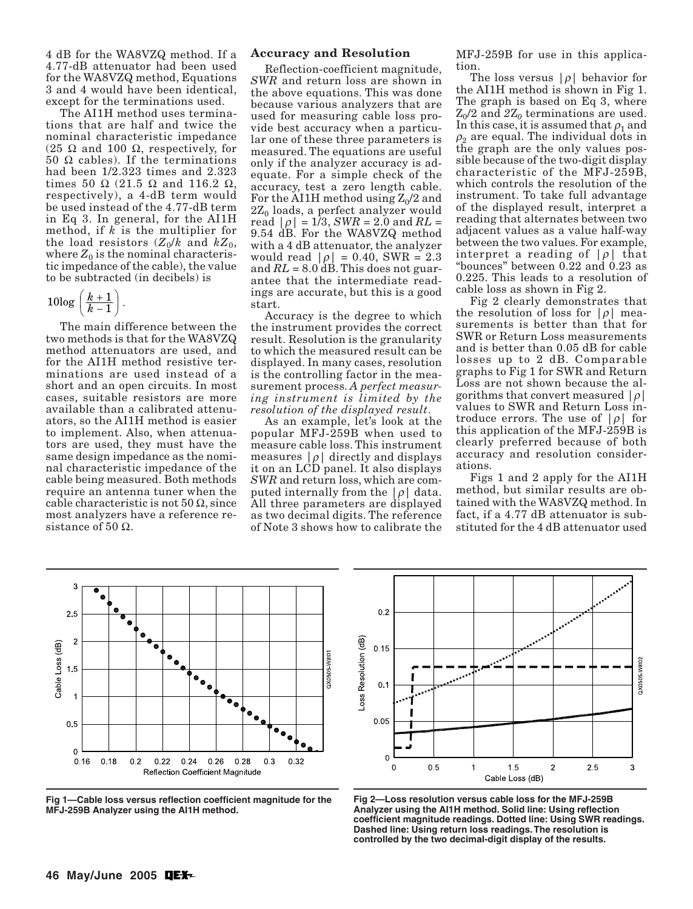4 dB for the WA8VZQ method. If a 4.77-dB attenuator had been used for the WA8VZQ method, Equations 3 and 4 would have been identical, except for the terminations used.

The AI1H method uses terminations that are half and twice the nominal characteristic impedance (25 Ω and 100 Ω, respectively, for 50 Ω cables). If the terminations had been 1/2.323 times and 2.323 times 50 Ω (21.5 Ω and 116.2 Ω, respectively), a 4-dB term would be used instead of the 4.77-dB term in Eq 3. In general, for the AI1H method, if $k$ is the multiplier for the load resistors ($Z_0/k$ and $kZ_0$, where $Z_0$ is the nominal characteristic impedance of the cable), the value to be subtracted (in decibels) is

$$10\log\left(\frac{k+1}{k-1}\right).$$

The main difference between the two methods is that for the WA8VZQ method attenuators are used, and for the AI1H method resistive terminations are used instead of a short and an open circuits. In most cases, suitable resistors are more available than a calibrated attenuators, so the AI1H method is easier to implement. Also, when attenuators are used, they must have the same design impedance as the nominal characteristic impedance of the cable being measured. Both methods require an antenna tuner when the cable characteristic is not 50 Ω, since most analyzers have a reference resistance of 50 Ω.

### Accuracy and Resolution

Reflection-coefficient magnitude, *SWR* and return loss are shown in the above equations. This was done because various analyzers that are used for measuring cable loss provide best accuracy when a particular one of these three parameters is measured. The equations are useful only if the analyzer accuracy is adequate. For a simple check of the accuracy, test a zero length cable. For the AI1H method using $Z_0/2$ and $2Z_0$ loads, a perfect analyzer would read $|\rho| = 1/3$, $SWR = 2.0$ and $RL = 9.54$ dB. For the WA8VZQ method with a 4 dB attenuator, the analyzer would read $|\rho| = 0.40$, SWR = 2.3 and $RL = 8.0$ dB. This does not guarantee that the intermediate readings are accurate, but this is a good start.

Accuracy is the degree to which the instrument provides the correct result. Resolution is the granularity to which the measured result can be displayed. In many cases, resolution is the controlling factor in the measurement process. *A perfect measuring instrument is limited by the resolution of the displayed result*.

As an example, let's look at the popular MFJ-259B when used to measure cable loss. This instrument measures $|\rho|$ directly and displays it on an LCD panel. It also displays *SWR* and return loss, which are computed internally from the $|\rho|$ data. All three parameters are displayed as two decimal digits. The reference of Note 3 shows how to calibrate the MFJ-259B for use in this application.

The loss versus $|\rho|$ behavior for the AI1H method is shown in Fig 1. The graph is based on Eq 3, where $Z_0/2$ and $2Z_0$ terminations are used. In this case, it is assumed that $\rho_1$ and $\rho_2$ are equal. The individual dots in the graph are the only values possible because of the two-digit display characteristic of the MFJ-259B, which controls the resolution of the instrument. To take full advantage of the displayed result, interpret a reading that alternates between two adjacent values as a value half-way between the two values. For example, interpret a reading of $|\rho|$ that "bounces" between 0.22 and 0.23 as 0.225. This leads to a resolution of cable loss as shown in Fig 2.

Fig 2 clearly demonstrates that the resolution of loss for $|\rho|$ measurements is better than that for SWR or Return Loss measurements and is better than 0.05 dB for cable losses up to 2 dB. Comparable graphs to Fig 1 for SWR and Return Loss are not shown because the algorithms that convert measured $|\rho|$ values to SWR and Return Loss introduce errors. The use of $|\rho|$ for this application of the MFJ-259B is clearly preferred because of both accuracy and resolution considerations.

Figs 1 and 2 apply for the AI1H method, but similar results are obtained with the WA8VZQ method. In fact, if a 4.77 dB attenuator is substituted for the 4 dB attenuator used

**Fig 1—Cable loss versus reflection coefficient magnitude for the MFJ-259B Analyzer using the AI1H method.**

**Fig 2—Loss resolution versus cable loss for the MFJ-259B Analyzer using the AI1H method. Solid line: Using reflection coefficient magnitude readings. Dotted line: Using SWR readings. Dashed line: Using return loss readings. The resolution is controlled by the two decimal-digit display of the results.**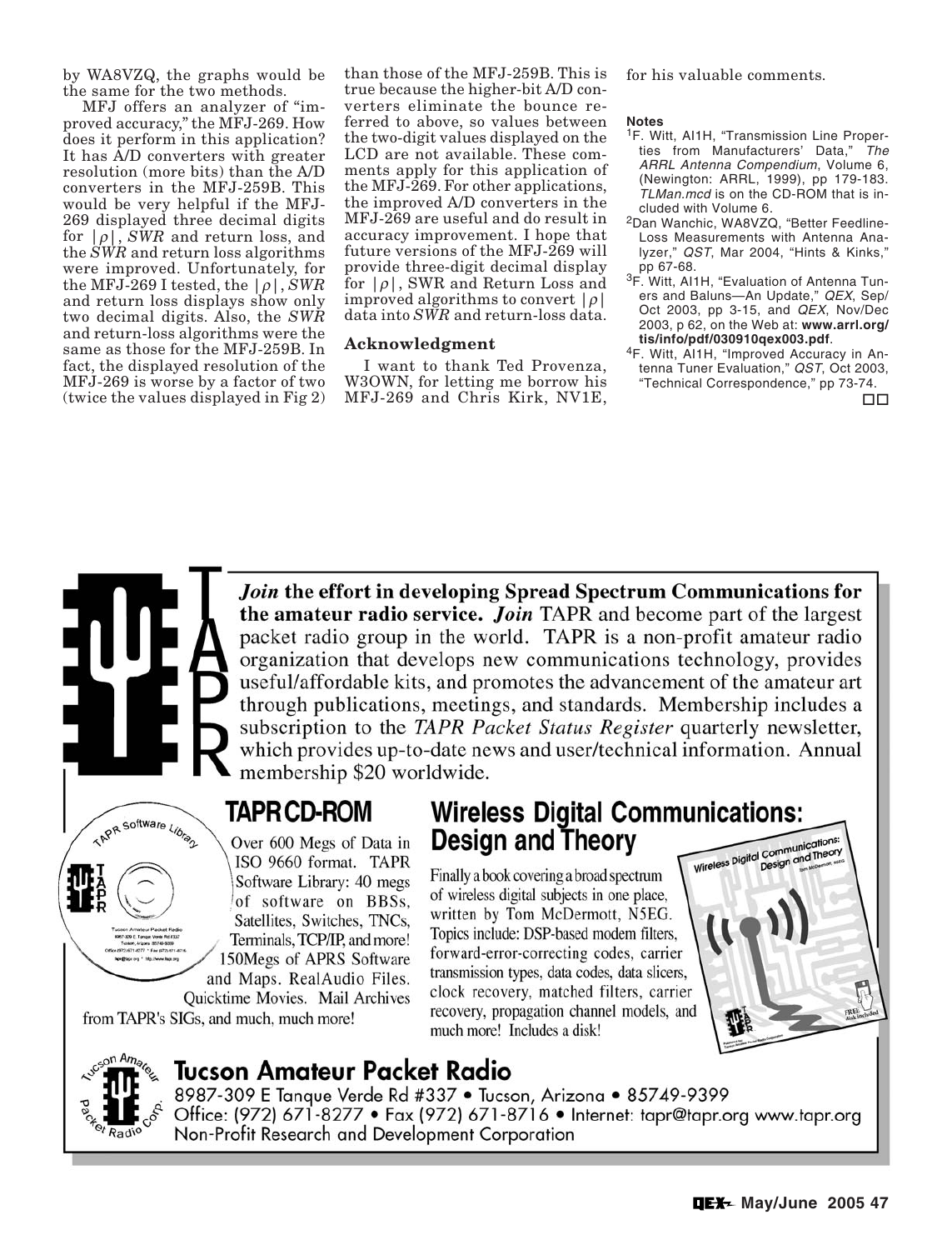by WA8VZQ, the graphs would be the same for the two methods.

MFJ offers an analyzer of "improved accuracy," the MFJ-269. How does it perform in this application? It has A/D converters with greater resolution (more bits) than the A/D converters in the MFJ-259B. This would be very helpful if the MFJ-269 displayed three decimal digits for $|\rho|$, *SWR* and return loss, and the *SWR* and return loss algorithms were improved. Unfortunately, for the MFJ-269 I tested, the $|\rho|$, *SWR* and return loss displays show only two decimal digits. Also, the *SWR* and return-loss algorithms were the same as those for the MFJ-259B. In fact, the displayed resolution of the MFJ-269 is worse by a factor of two (twice the values displayed in Fig 2) than those of the MFJ-259B. This is true because the higher-bit A/D converters eliminate the bounce referred to above, so values between the two-digit values displayed on the LCD are not available. These comments apply for this application of the MFJ-269. For other applications, the improved A/D converters in the MFJ-269 are useful and do result in accuracy improvement. I hope that future versions of the MFJ-269 will provide three-digit decimal display for $|\rho|$, SWR and Return Loss and improved algorithms to convert $|\rho|$ data into *SWR* and return-loss data.

## Acknowledgment

I want to thank Ted Provenza, W3OWN, for letting me borrow his MFJ-269 and Chris Kirk, NV1E, for his valuable comments.

### Notes

[1] F. Witt, AI1H, "Transmission Line Properties from Manufacturers' Data," *The ARRL Antenna Compendium*, Volume 6, (Newington: ARRL, 1999), pp 179-183. *TLMan.mcd* is on the CD-ROM that is included with Volume 6.

[2] Dan Wanchic, WA8VZQ, "Better Feedline-Loss Measurements with Antenna Analyzer," *QST*, Mar 2004, "Hints & Kinks," pp 67-68.

[3] F. Witt, AI1H, "Evaluation of Antenna Tuners and Baluns—An Update," *QEX*, Sep/Oct 2003, pp 3-15, and *QEX*, Nov/Dec 2003, p 62, on the Web at: **www.arrl.org/tis/info/pdf/030910qex003.pdf**.

[4] F. Witt, AI1H, "Improved Accuracy in Antenna Tuner Evaluation," *QST*, Oct 2003, "Technical Correspondence," pp 73-74.

***Join* the effort in developing Spread Spectrum Communications for the amateur radio service. *Join*** TAPR and become part of the largest packet radio group in the world. TAPR is a non-profit amateur radio organization that develops new communications technology, provides useful/affordable kits, and promotes the advancement of the amateur art through publications, meetings, and standards. Membership includes a subscription to the *TAPR Packet Status Register* quarterly newsletter, which provides up-to-date news and user/technical information. Annual membership $20 worldwide.

## TAPR CD-ROM

Over 600 Megs of Data in ISO 9660 format. TAPR Software Library: 40 megs of software on BBSs, Satellites, Switches, TNCs, Terminals, TCP/IP, and more! 150Megs of APRS Software and Maps. RealAudio Files. Quicktime Movies. Mail Archives from TAPR's SIGs, and much, much more!

## Wireless Digital Communications: Design and Theory

Finally a book covering a broad spectrum of wireless digital subjects in one place, written by Tom McDermott, N5EG. Topics include: DSP-based modem filters, forward-error-correcting codes, carrier transmission types, data codes, data slicers, clock recovery, matched filters, carrier recovery, propagation channel models, and much more! Includes a disk!

## Tucson Amateur Packet Radio

8987-309 E Tanque Verde Rd #337 • Tucson, Arizona • 85749-9399
Office: (972) 671-8277 • Fax (972) 671-8716 • Internet: tapr@tapr.org www.tapr.org
Non-Profit Research and Development Corporation